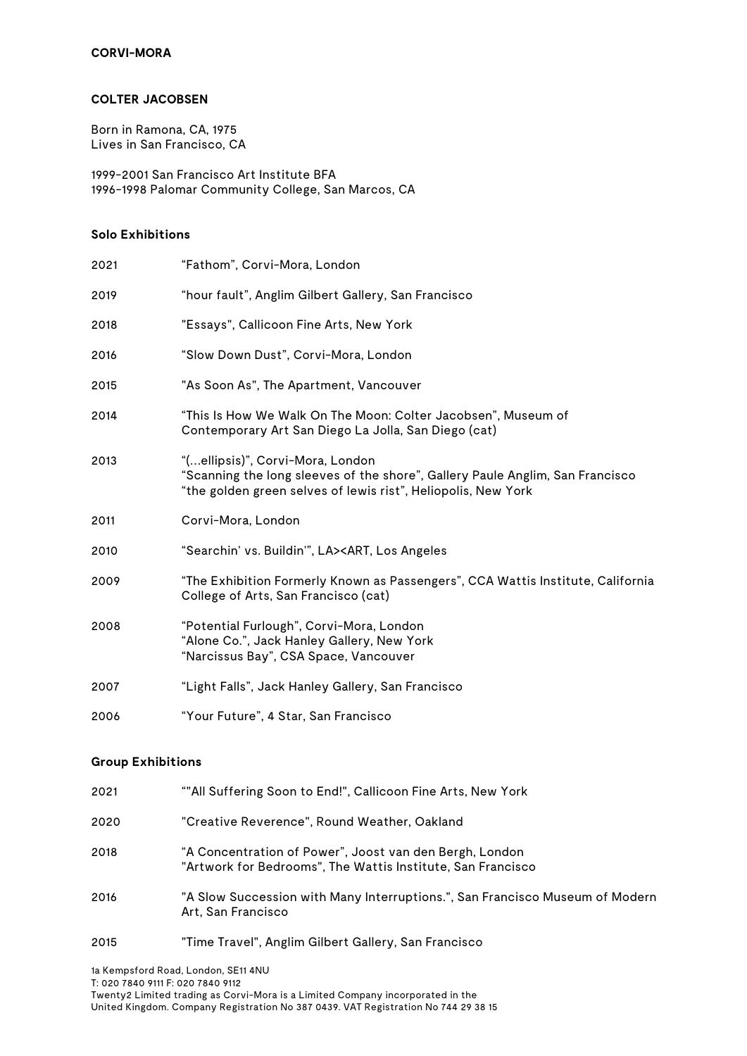**CORVI-MORA**

## COLTER JACOBSEN

Born in Ramona, CA, 1975
Lives in San Francisco, CA

1999-2001 San Francisco Art Institute BFA
1996-1998 Palomar Community College, San Marcos, CA

### Solo Exhibitions

| | |
|---|---|
| 2021 | "Fathom", Corvi-Mora, London |
| 2019 | "hour fault", Anglim Gilbert Gallery, San Francisco |
| 2018 | "Essays", Callicoon Fine Arts, New York |
| 2016 | "Slow Down Dust", Corvi-Mora, London |
| 2015 | "As Soon As", The Apartment, Vancouver |
| 2014 | "This Is How We Walk On The Moon: Colter Jacobsen", Museum of Contemporary Art San Diego La Jolla, San Diego (cat) |
| 2013 | "(...ellipsis)", Corvi-Mora, London<br>"Scanning the long sleeves of the shore", Gallery Paule Anglim, San Francisco<br>"the golden green selves of lewis rist", Heliopolis, New York |
| 2011 | Corvi-Mora, London |
| 2010 | "Searchin' vs. Buildin'", LA><ART, Los Angeles |
| 2009 | "The Exhibition Formerly Known as Passengers", CCA Wattis Institute, California College of Arts, San Francisco (cat) |
| 2008 | "Potential Furlough", Corvi-Mora, London<br>"Alone Co.", Jack Hanley Gallery, New York<br>"Narcissus Bay", CSA Space, Vancouver |
| 2007 | "Light Falls", Jack Hanley Gallery, San Francisco |
| 2006 | "Your Future", 4 Star, San Francisco |

### Group Exhibitions

| | |
|---|---|
| 2021 | ""All Suffering Soon to End!", Callicoon Fine Arts, New York |
| 2020 | "Creative Reverence", Round Weather, Oakland |
| 2018 | "A Concentration of Power", Joost van den Bergh, London<br>"Artwork for Bedrooms", The Wattis Institute, San Francisco |
| 2016 | "A Slow Succession with Many Interruptions.", San Francisco Museum of Modern Art, San Francisco |
| 2015 | "Time Travel", Anglim Gilbert Gallery, San Francisco |

1a Kempsford Road, London, SE11 4NU
T: 020 7840 9111 F: 020 7840 9112
Twenty2 Limited trading as Corvi-Mora is a Limited Company incorporated in the United Kingdom. Company Registration No 387 0439. VAT Registration No 744 29 38 15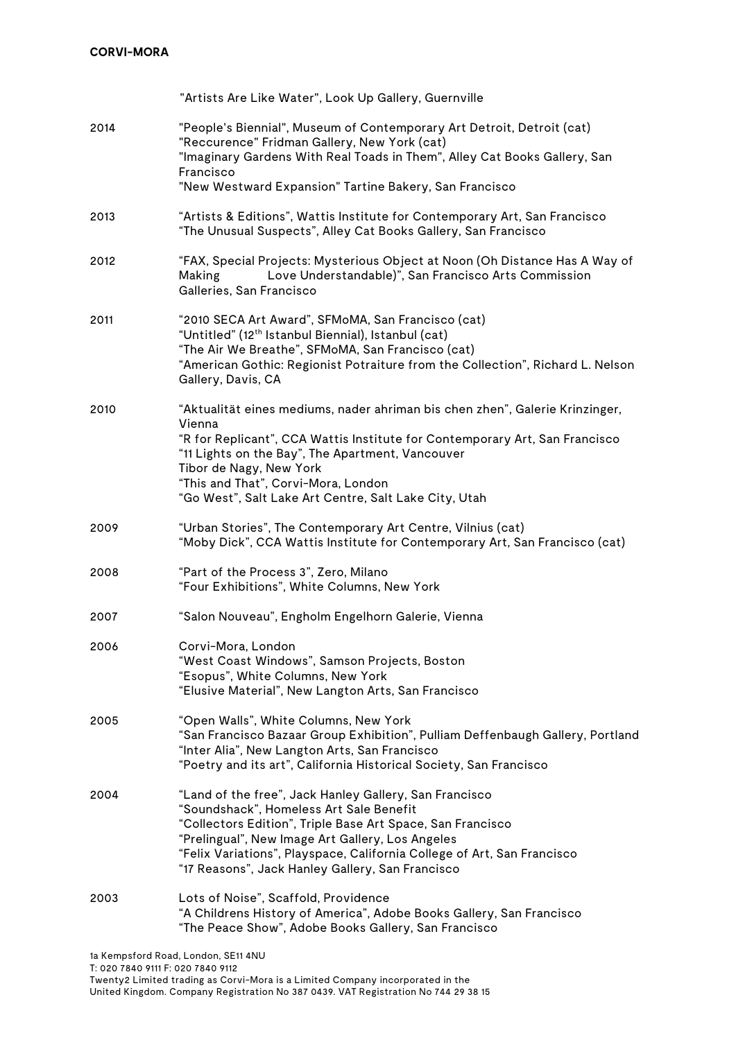|  |  |
|---|---|
|  | "Artists Are Like Water", Look Up Gallery, Guernville |
| 2014 | "People's Biennial", Museum of Contemporary Art Detroit, Detroit (cat)<br>"Reccurence" Fridman Gallery, New York (cat)<br>"Imaginary Gardens With Real Toads in Them", Alley Cat Books Gallery, San Francisco<br>"New Westward Expansion" Tartine Bakery, San Francisco |
| 2013 | “Artists & Editions”, Wattis Institute for Contemporary Art, San Francisco<br>“The Unusual Suspects”, Alley Cat Books Gallery, San Francisco |
| 2012 | “FAX, Special Projects: Mysterious Object at Noon (Oh Distance Has A Way of Making Love Understandable)”, San Francisco Arts Commission Galleries, San Francisco |
| 2011 | “2010 SECA Art Award”, SFMoMA, San Francisco (cat)<br>“Untitled” (12th Istanbul Biennial), Istanbul (cat)<br>“The Air We Breathe”, SFMoMA, San Francisco (cat)<br>“American Gothic: Regionist Potraiture from the Collection”, Richard L. Nelson Gallery, Davis, CA |
| 2010 | “Aktualität eines mediums, nader ahriman bis chen zhen”, Galerie Krinzinger, Vienna<br>“R for Replicant”, CCA Wattis Institute for Contemporary Art, San Francisco<br>“11 Lights on the Bay”, The Apartment, Vancouver<br>Tibor de Nagy, New York<br>“This and That”, Corvi-Mora, London<br>“Go West”, Salt Lake Art Centre, Salt Lake City, Utah |
| 2009 | “Urban Stories”, The Contemporary Art Centre, Vilnius (cat)<br>“Moby Dick”, CCA Wattis Institute for Contemporary Art, San Francisco (cat) |
| 2008 | “Part of the Process 3”, Zero, Milano<br>“Four Exhibitions”, White Columns, New York |
| 2007 | “Salon Nouveau”, Engholm Engelhorn Galerie, Vienna |
| 2006 | Corvi-Mora, London<br>“West Coast Windows”, Samson Projects, Boston<br>“Esopus”, White Columns, New York<br>“Elusive Material”, New Langton Arts, San Francisco |
| 2005 | “Open Walls”, White Columns, New York<br>“San Francisco Bazaar Group Exhibition”, Pulliam Deffenbaugh Gallery, Portland<br>“Inter Alia”, New Langton Arts, San Francisco<br>“Poetry and its art”, California Historical Society, San Francisco |
| 2004 | “Land of the free”, Jack Hanley Gallery, San Francisco<br>“Soundshack”, Homeless Art Sale Benefit<br>“Collectors Edition”, Triple Base Art Space, San Francisco<br>“Prelingual”, New Image Art Gallery, Los Angeles<br>“Felix Variations”, Playspace, California College of Art, San Francisco<br>“17 Reasons”, Jack Hanley Gallery, San Francisco |
| 2003 | Lots of Noise”, Scaffold, Providence<br>“A Childrens History of America”, Adobe Books Gallery, San Francisco<br>“The Peace Show”, Adobe Books Gallery, San Francisco |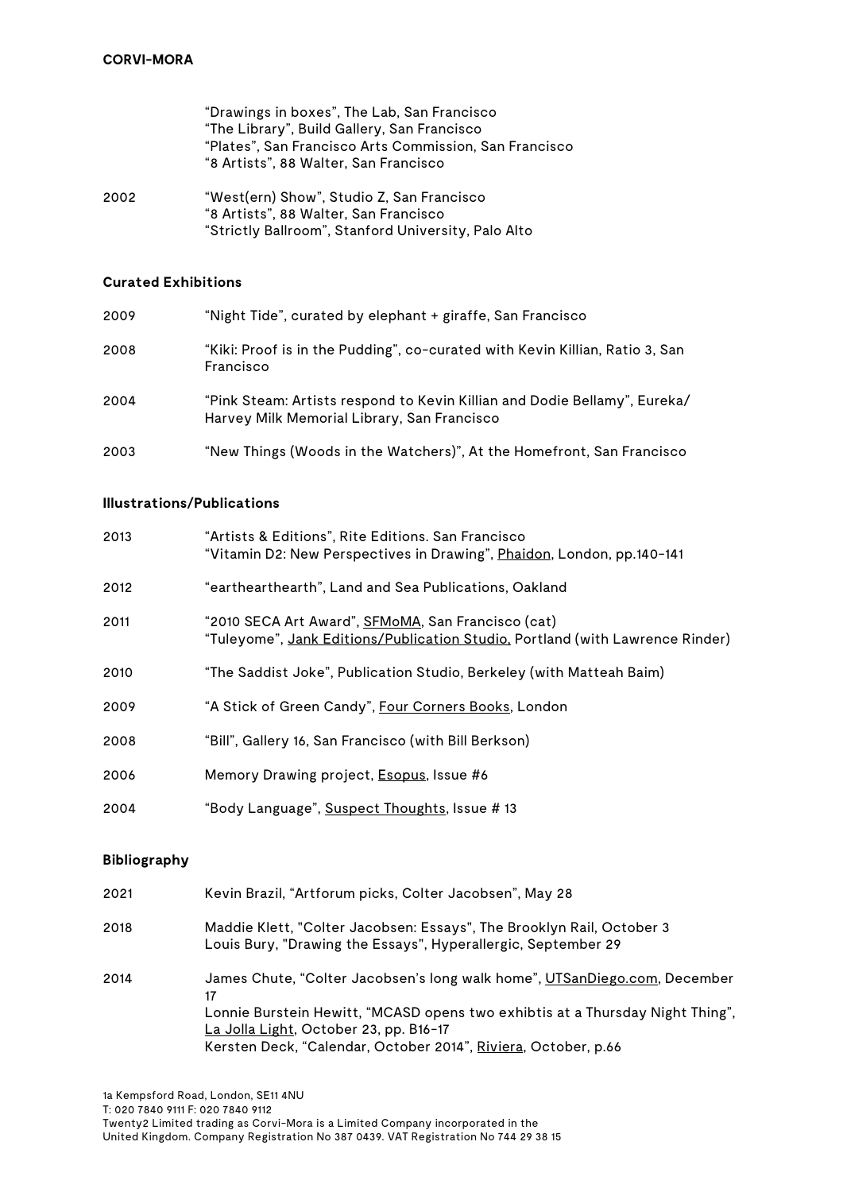| | |
|---|---|
| | "Drawings in boxes", The Lab, San Francisco<br>"The Library", Build Gallery, San Francisco<br>"Plates", San Francisco Arts Commission, San Francisco<br>"8 Artists", 88 Walter, San Francisco |
| 2002 | "West(ern) Show", Studio Z, San Francisco<br>"8 Artists", 88 Walter, San Francisco<br>"Strictly Ballroom", Stanford University, Palo Alto |

**Curated Exhibitions**

| | |
|---|---|
| 2009 | "Night Tide", curated by elephant + giraffe, San Francisco |
| 2008 | "Kiki: Proof is in the Pudding", co-curated with Kevin Killian, Ratio 3, San Francisco |
| 2004 | "Pink Steam: Artists respond to Kevin Killian and Dodie Bellamy", Eureka/ Harvey Milk Memorial Library, San Francisco |
| 2003 | "New Things (Woods in the Watchers)", At the Homefront, San Francisco |

**Illustrations/Publications**

| | |
|---|---|
| 2013 | "Artists & Editions", Rite Editions. San Francisco<br>"Vitamin D2: New Perspectives in Drawing", Phaidon, London, pp.140-141 |
| 2012 | "earthearthearth", Land and Sea Publications, Oakland |
| 2011 | "2010 SECA Art Award", SFMoMA, San Francisco (cat)<br>"Tuleyome", Jank Editions/Publication Studio, Portland (with Lawrence Rinder) |
| 2010 | "The Saddist Joke", Publication Studio, Berkeley (with Matteah Baim) |
| 2009 | "A Stick of Green Candy", Four Corners Books, London |
| 2008 | "Bill", Gallery 16, San Francisco (with Bill Berkson) |
| 2006 | Memory Drawing project, Esopus, Issue #6 |
| 2004 | "Body Language", Suspect Thoughts, Issue # 13 |

**Bibliography**

| | |
|---|---|
| 2021 | Kevin Brazil, "Artforum picks, Colter Jacobsen", May 28 |
| 2018 | Maddie Klett, "Colter Jacobsen: Essays", The Brooklyn Rail, October 3<br>Louis Bury, "Drawing the Essays", Hyperallergic, September 29 |
| 2014 | James Chute, "Colter Jacobsen's long walk home", UTSanDiego.com, December 17<br>Lonnie Burstein Hewitt, "MCASD opens two exhibtis at a Thursday Night Thing", La Jolla Light, October 23, pp. B16-17<br>Kersten Deck, "Calendar, October 2014", Riviera, October, p.66 |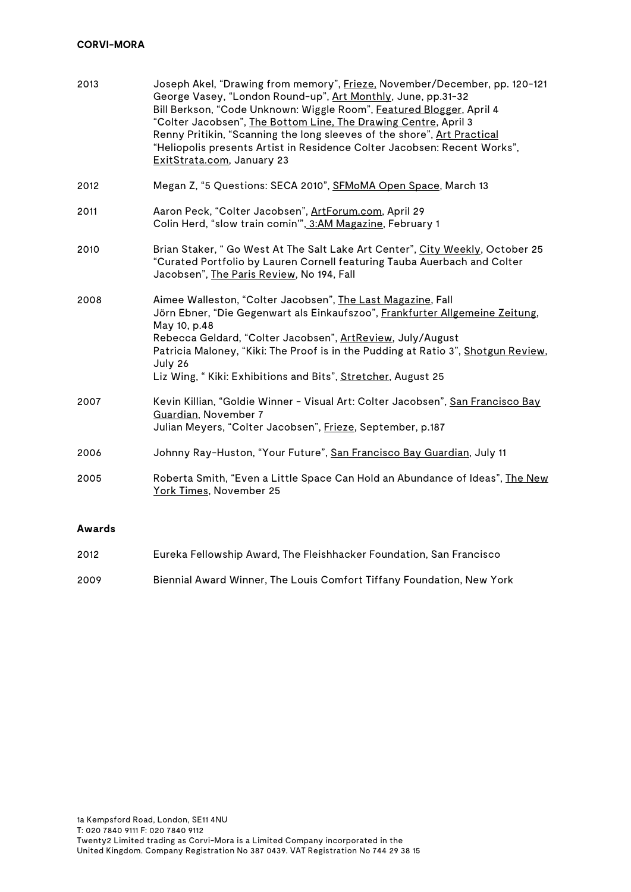| | |
|---|---|
| 2013 | Joseph Akel, "Drawing from memory", Frieze, November/December, pp. 120-121<br>George Vasey, "London Round-up", Art Monthly, June, pp.31-32<br>Bill Berkson, "Code Unknown: Wiggle Room", Featured Blogger, April 4<br>"Colter Jacobsen", The Bottom Line, The Drawing Centre, April 3<br>Renny Pritikin, "Scanning the long sleeves of the shore", Art Practical<br>"Heliopolis presents Artist in Residence Colter Jacobsen: Recent Works", ExitStrata.com, January 23 |
| 2012 | Megan Z, "5 Questions: SECA 2010", SFMoMA Open Space, March 13 |
| 2011 | Aaron Peck, "Colter Jacobsen", ArtForum.com, April 29<br>Colin Herd, "slow train comin'", 3:AM Magazine, February 1 |
| 2010 | Brian Staker, " Go West At The Salt Lake Art Center", City Weekly, October 25<br>"Curated Portfolio by Lauren Cornell featuring Tauba Auerbach and Colter Jacobsen", The Paris Review, No 194, Fall |
| 2008 | Aimee Walleston, "Colter Jacobsen", The Last Magazine, Fall<br>Jörn Ebner, "Die Gegenwart als Einkaufszoo", Frankfurter Allgemeine Zeitung, May 10, p.48<br>Rebecca Geldard, "Colter Jacobsen", ArtReview, July/August<br>Patricia Maloney, "Kiki: The Proof is in the Pudding at Ratio 3", Shotgun Review, July 26<br>Liz Wing, " Kiki: Exhibitions and Bits", Stretcher, August 25 |
| 2007 | Kevin Killian, "Goldie Winner - Visual Art: Colter Jacobsen", San Francisco Bay Guardian, November 7<br>Julian Meyers, "Colter Jacobsen", Frieze, September, p.187 |
| 2006 | Johnny Ray-Huston, "Your Future", San Francisco Bay Guardian, July 11 |
| 2005 | Roberta Smith, "Even a Little Space Can Hold an Abundance of Ideas", The New York Times, November 25 |

**Awards**

| | |
|---|---|
| 2012 | Eureka Fellowship Award, The Fleishhacker Foundation, San Francisco |
| 2009 | Biennial Award Winner, The Louis Comfort Tiffany Foundation, New York |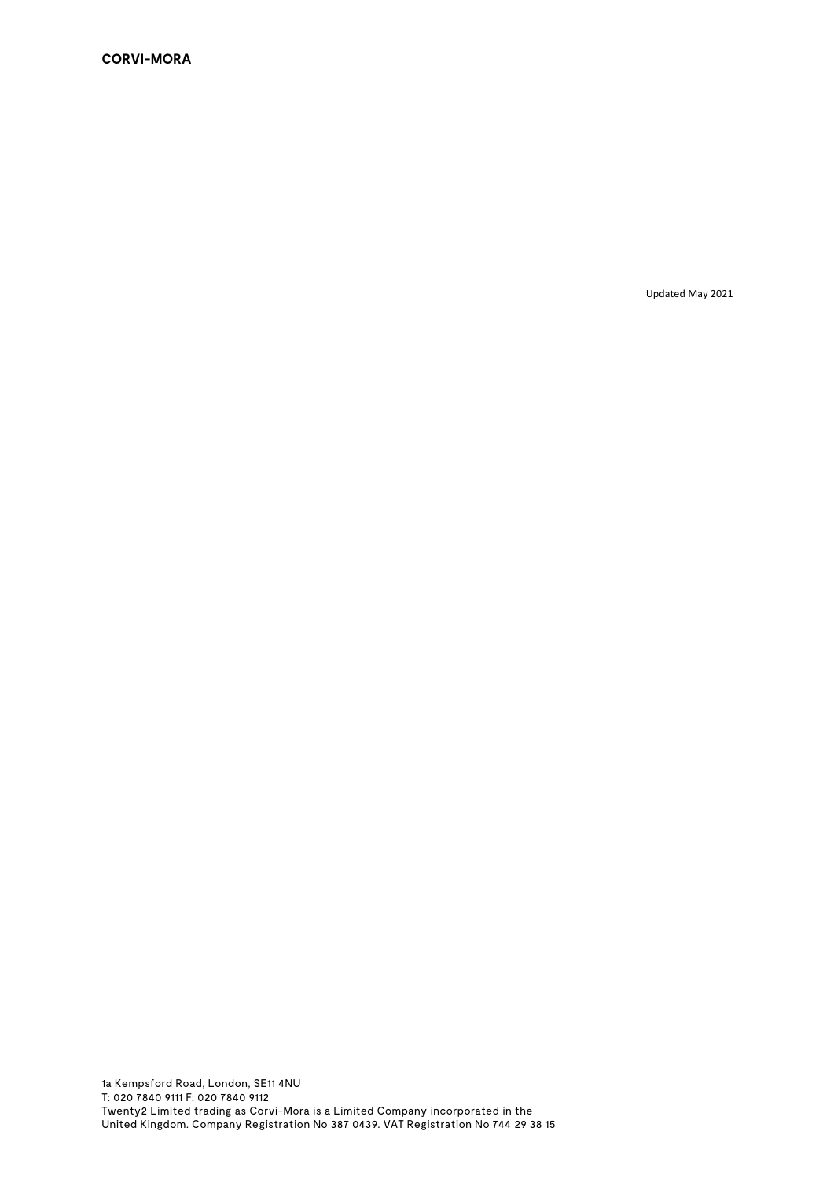Updated May 2021